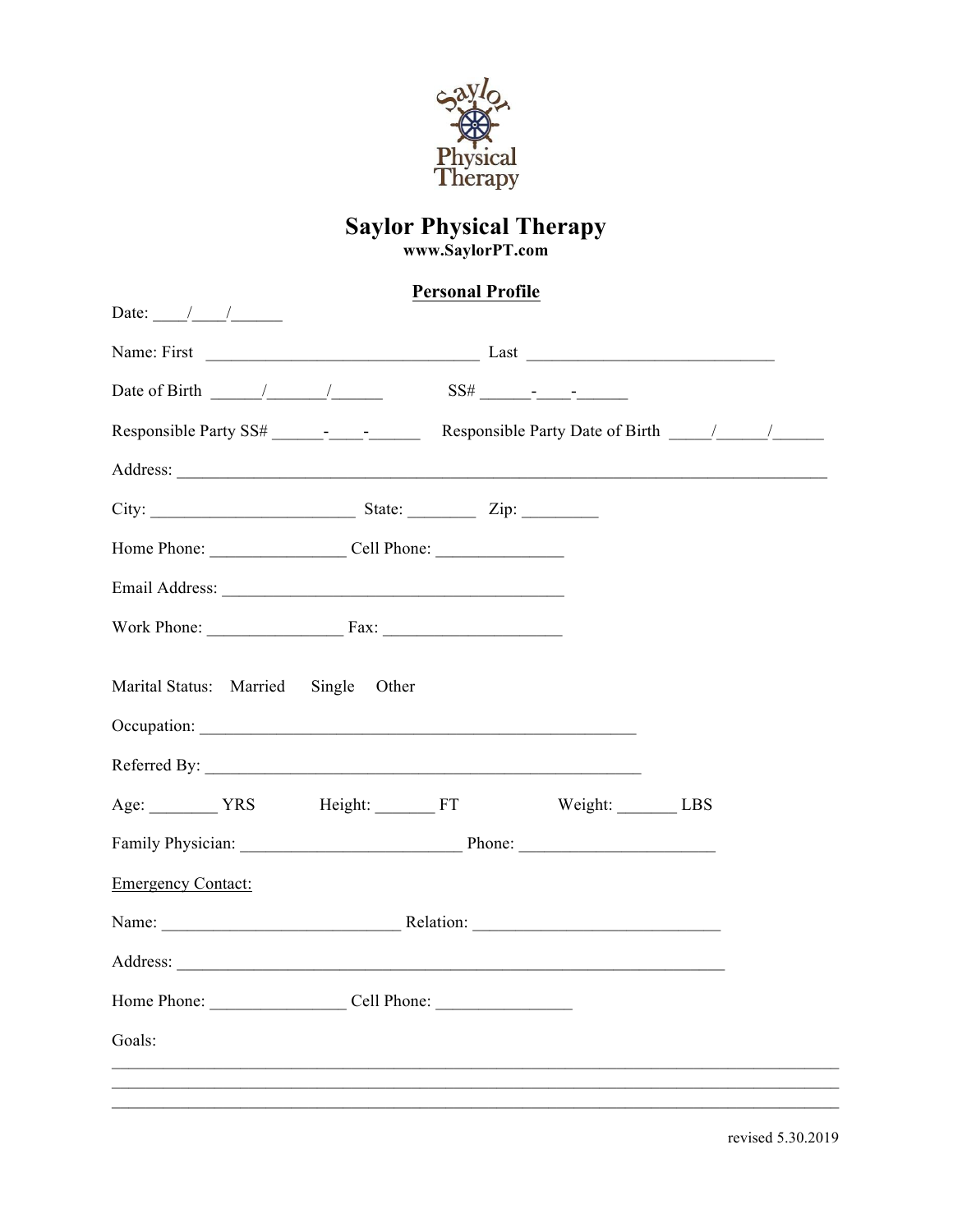# Saylor Physical Therapy

**www.SaylorPT.com**

## Personal Profile

Date: ____/____/______

Name: First ________________________________ Last _____________________________

Date of Birth ______/_______/______ SS# ______-____-______

Responsible Party SS# ______-____-______ Responsible Party Date of Birth _____/______/______

Address: ___________________________________________________________________________

City: ________________________ State: ________ Zip: _________

Home Phone: ________________ Cell Phone: _______________

Email Address: ________________________________________

Work Phone: ________________ Fax: _____________________

Marital Status: Married Single Other

Occupation: ___________________________________________________

Referred By: ___________________________________________________

Age: ________ YRS Height: _______ FT Weight: _______ LBS

Family Physician: __________________________ Phone: _______________________

Emergency Contact:

Name: ____________________________ Relation: _____________________________

Address: ________________________________________________________________

Home Phone: ________________ Cell Phone: ________________

Goals:

_____________________________________________________________________________________

_____________________________________________________________________________________

_____________________________________________________________________________________

revised 5.30.2019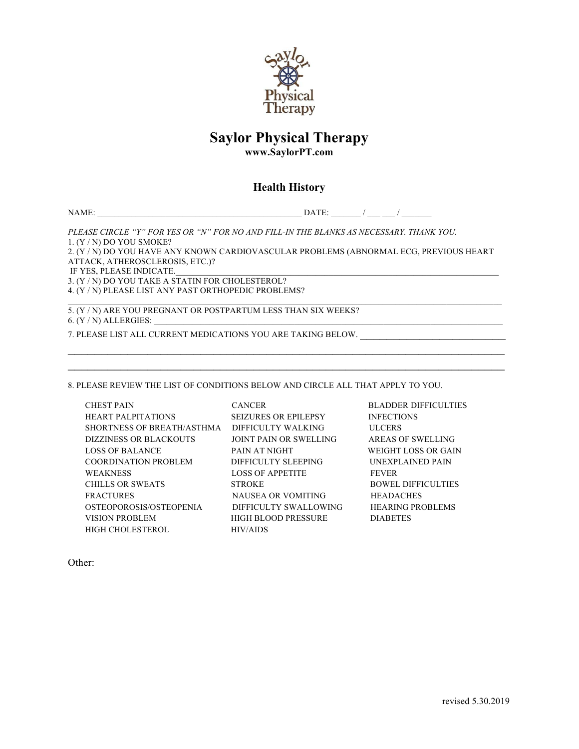# Saylor Physical Therapy

**www.SaylorPT.com**

## Health History

NAME: ______________________________________________ DATE: _______ / ___ ___ / _______

*PLEASE CIRCLE "Y" FOR YES OR "N" FOR NO AND FILL-IN THE BLANKS AS NECESSARY. THANK YOU.*

1. (Y / N) DO YOU SMOKE?
2. (Y / N) DO YOU HAVE ANY KNOWN CARDIOVASCULAR PROBLEMS (ABNORMAL ECG, PREVIOUS HEART ATTACK, ATHEROSCLEROSIS, ETC.)?
   IF YES, PLEASE INDICATE.______________________________________________________________________________
3. (Y / N) DO YOU TAKE A STATIN FOR CHOLESTEROL?
4. (Y / N) PLEASE LIST ANY PAST ORTHOPEDIC PROBLEMS?
   ______________________________________________________________________________________________
5. (Y / N) ARE YOU PREGNANT OR POSTPARTUM LESS THAN SIX WEEKS?
6. (Y / N) ALLERGIES: __________________________________________________________________________________
7. PLEASE LIST ALL CURRENT MEDICATIONS YOU ARE TAKING BELOW. ______________________________
   ______________________________________________________________________________________________
   ______________________________________________________________________________________________
8. PLEASE REVIEW THE LIST OF CONDITIONS BELOW AND CIRCLE ALL THAT APPLY TO YOU.

| | | |
|---|---|---|
| CHEST PAIN | CANCER | BLADDER DIFFICULTIES |
| HEART PALPITATIONS | SEIZURES OR EPILEPSY | INFECTIONS |
| SHORTNESS OF BREATH/ASTHMA | DIFFICULTY WALKING | ULCERS |
| DIZZINESS OR BLACKOUTS | JOINT PAIN OR SWELLING | AREAS OF SWELLING |
| LOSS OF BALANCE | PAIN AT NIGHT | WEIGHT LOSS OR GAIN |
| COORDINATION PROBLEM | DIFFICULTY SLEEPING | UNEXPLAINED PAIN |
| WEAKNESS | LOSS OF APPETITE | FEVER |
| CHILLS OR SWEATS | STROKE | BOWEL DIFFICULTIES |
| FRACTURES | NAUSEA OR VOMITING | HEADACHES |
| OSTEOPOROSIS/OSTEOPENIA | DIFFICULTY SWALLOWING | HEARING PROBLEMS |
| VISION PROBLEM | HIGH BLOOD PRESSURE | DIABETES |
| HIGH CHOLESTEROL | HIV/AIDS | |

Other:

revised 5.30.2019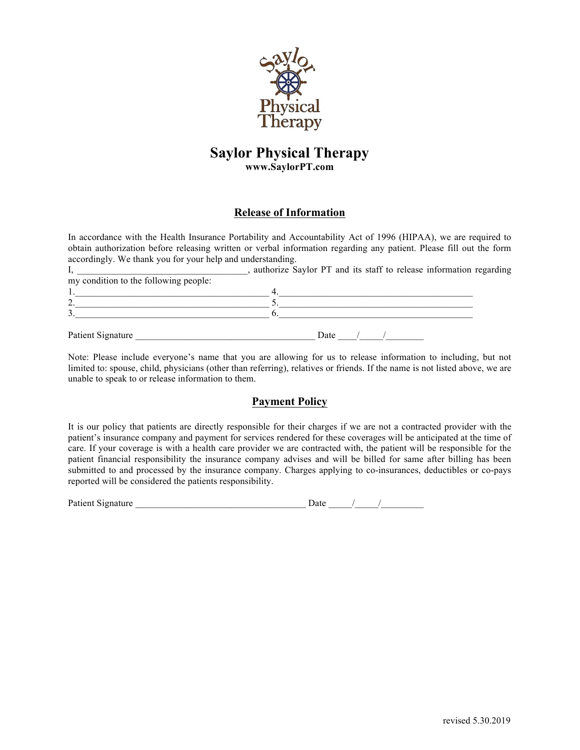# Saylor Physical Therapy

**www.SaylorPT.com**

## Release of Information

In accordance with the Health Insurance Portability and Accountability Act of 1996 (HIPAA), we are required to obtain authorization before releasing written or verbal information regarding any patient. Please fill out the form accordingly. We thank you for your help and understanding.

I, ___________________________________, authorize Saylor PT and its staff to release information regarding my condition to the following people:

1.________________________________________ 4.________________________________________

2.________________________________________ 5.________________________________________

3.________________________________________ 6.________________________________________

Patient Signature _____________________________________ Date ____/_____/________

Note: Please include everyone's name that you are allowing for us to release information to including, but not limited to: spouse, child, physicians (other than referring), relatives or friends. If the name is not listed above, we are unable to speak to or release information to them.

## Payment Policy

It is our policy that patients are directly responsible for their charges if we are not a contracted provider with the patient's insurance company and payment for services rendered for these coverages will be anticipated at the time of care. If your coverage is with a health care provider we are contracted with, the patient will be responsible for the patient financial responsibility the insurance company advises and will be billed for same after billing has been submitted to and processed by the insurance company. Charges applying to co-insurances, deductibles or co-pays reported will be considered the patients responsibility.

Patient Signature ___________________________________ Date _____/_____/_________

revised 5.30.2019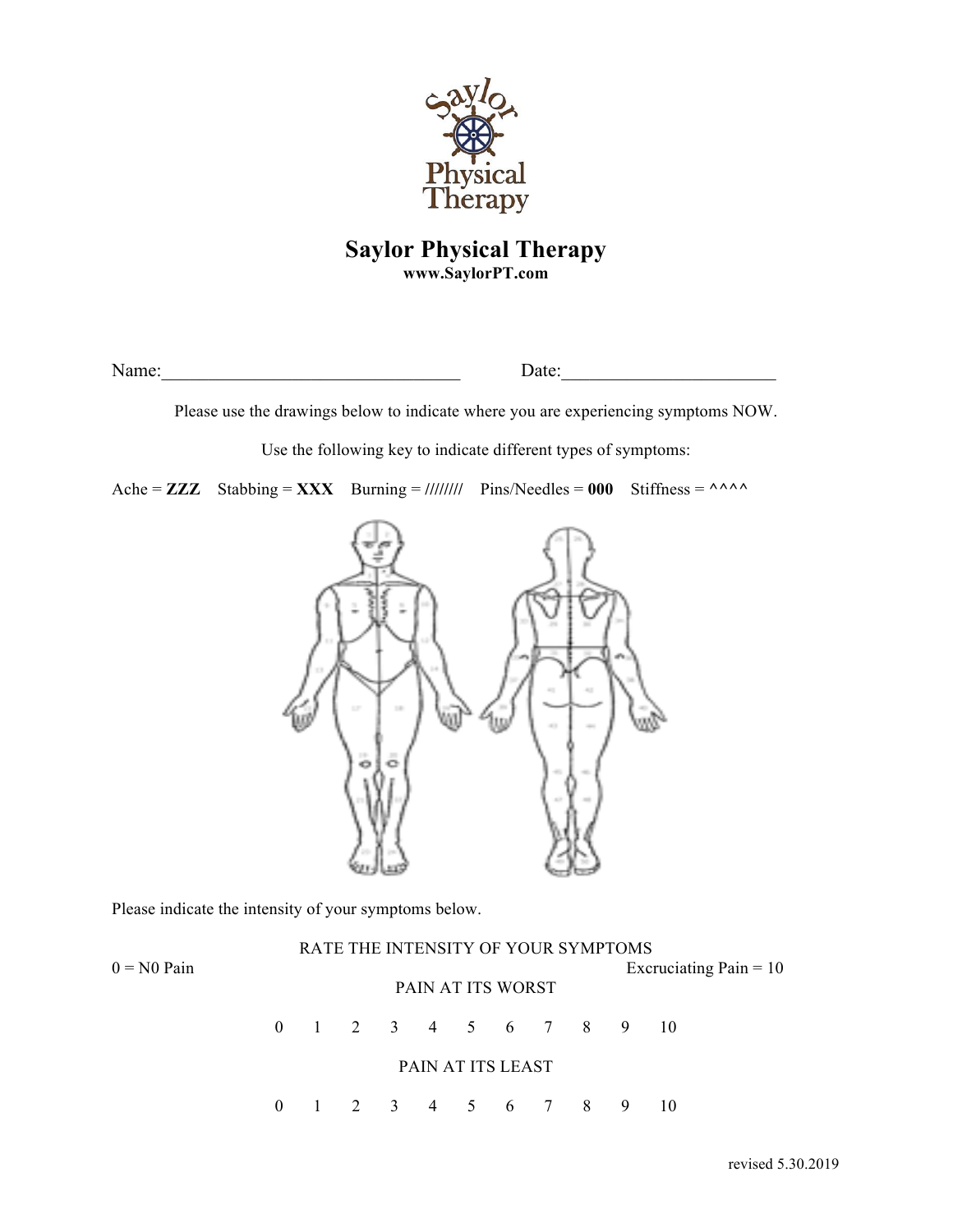# Saylor Physical Therapy

**www.SaylorPT.com**

Name:________________________________ Date:_______________________

Please use the drawings below to indicate where you are experiencing symptoms NOW.

Use the following key to indicate different types of symptoms:

Ache = **ZZZ** Stabbing = **XXX** Burning = //////// Pins/Needles = **000** Stiffness = ^^^^

Please indicate the intensity of your symptoms below.

RATE THE INTENSITY OF YOUR SYMPTOMS

0 = N0 Pain Excruciating Pain = 10

PAIN AT ITS WORST

0 1 2 3 4 5 6 7 8 9 10

PAIN AT ITS LEAST

0 1 2 3 4 5 6 7 8 9 10

revised 5.30.2019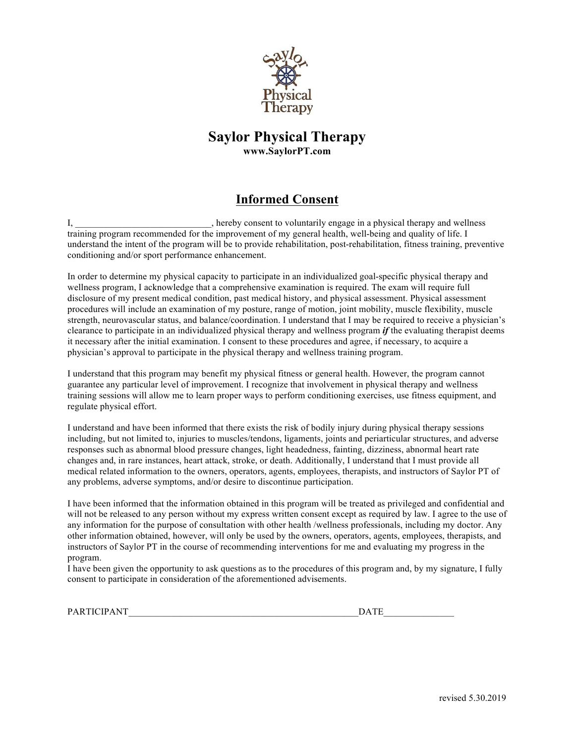# Saylor Physical Therapy

**www.SaylorPT.com**

## Informed Consent

I, ____________________________, hereby consent to voluntarily engage in a physical therapy and wellness training program recommended for the improvement of my general health, well-being and quality of life. I understand the intent of the program will be to provide rehabilitation, post-rehabilitation, fitness training, preventive conditioning and/or sport performance enhancement.

In order to determine my physical capacity to participate in an individualized goal-specific physical therapy and wellness program, I acknowledge that a comprehensive examination is required. The exam will require full disclosure of my present medical condition, past medical history, and physical assessment. Physical assessment procedures will include an examination of my posture, range of motion, joint mobility, muscle flexibility, muscle strength, neurovascular status, and balance/coordination. I understand that I may be required to receive a physician's clearance to participate in an individualized physical therapy and wellness program ***if*** the evaluating therapist deems it necessary after the initial examination. I consent to these procedures and agree, if necessary, to acquire a physician's approval to participate in the physical therapy and wellness training program.

I understand that this program may benefit my physical fitness or general health. However, the program cannot guarantee any particular level of improvement. I recognize that involvement in physical therapy and wellness training sessions will allow me to learn proper ways to perform conditioning exercises, use fitness equipment, and regulate physical effort.

I understand and have been informed that there exists the risk of bodily injury during physical therapy sessions including, but not limited to, injuries to muscles/tendons, ligaments, joints and periarticular structures, and adverse responses such as abnormal blood pressure changes, light headedness, fainting, dizziness, abnormal heart rate changes and, in rare instances, heart attack, stroke, or death. Additionally, I understand that I must provide all medical related information to the owners, operators, agents, employees, therapists, and instructors of Saylor PT of any problems, adverse symptoms, and/or desire to discontinue participation.

I have been informed that the information obtained in this program will be treated as privileged and confidential and will not be released to any person without my express written consent except as required by law. I agree to the use of any information for the purpose of consultation with other health /wellness professionals, including my doctor. Any other information obtained, however, will only be used by the owners, operators, agents, employees, therapists, and instructors of Saylor PT in the course of recommending interventions for me and evaluating my progress in the program.

I have been given the opportunity to ask questions as to the procedures of this program and, by my signature, I fully consent to participate in consideration of the aforementioned advisements.

PARTICIPANT_______________________________________________DATE______________

revised 5.30.2019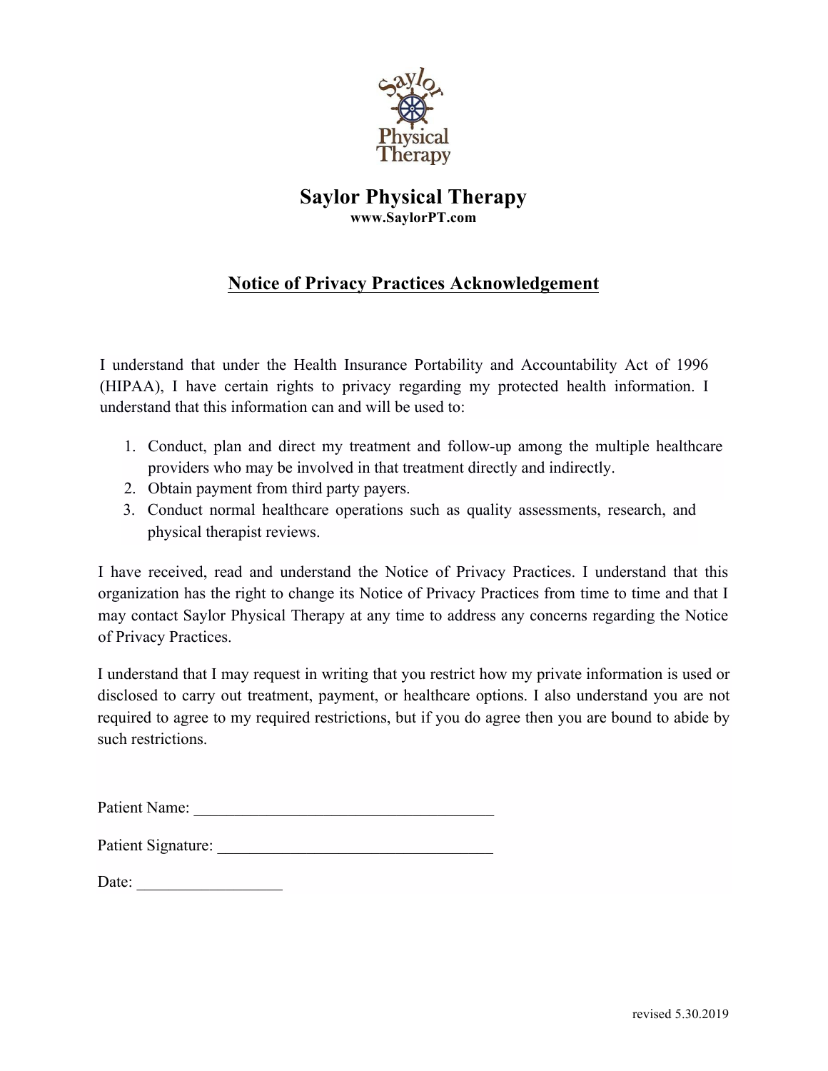# Saylor Physical Therapy

**www.SaylorPT.com**

## Notice of Privacy Practices Acknowledgement

I understand that under the Health Insurance Portability and Accountability Act of 1996 (HIPAA), I have certain rights to privacy regarding my protected health information. I understand that this information can and will be used to:

1. Conduct, plan and direct my treatment and follow-up among the multiple healthcare providers who may be involved in that treatment directly and indirectly.
2. Obtain payment from third party payers.
3. Conduct normal healthcare operations such as quality assessments, research, and physical therapist reviews.

I have received, read and understand the Notice of Privacy Practices. I understand that this organization has the right to change its Notice of Privacy Practices from time to time and that I may contact Saylor Physical Therapy at any time to address any concerns regarding the Notice of Privacy Practices.

I understand that I may request in writing that you restrict how my private information is used or disclosed to carry out treatment, payment, or healthcare options. I also understand you are not required to agree to my required restrictions, but if you do agree then you are bound to abide by such restrictions.

Patient Name: ______________________________________

Patient Signature: __________________________________

Date: __________________

revised 5.30.2019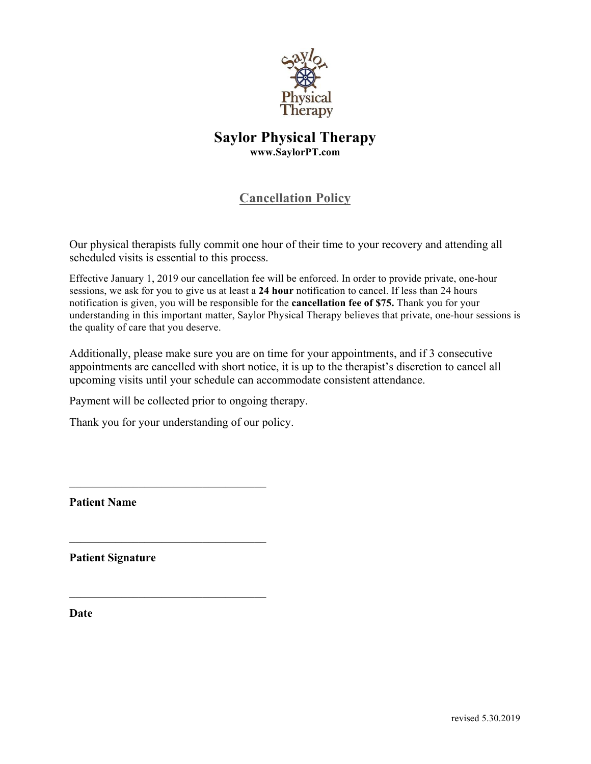# Saylor Physical Therapy

**www.SaylorPT.com**

## Cancellation Policy

Our physical therapists fully commit one hour of their time to your recovery and attending all scheduled visits is essential to this process.

Effective January 1, 2019 our cancellation fee will be enforced. In order to provide private, one-hour sessions, we ask for you to give us at least a **24 hour** notification to cancel. If less than 24 hours notification is given, you will be responsible for the **cancellation fee of $75.** Thank you for your understanding in this important matter, Saylor Physical Therapy believes that private, one-hour sessions is the quality of care that you deserve.

Additionally, please make sure you are on time for your appointments, and if 3 consecutive appointments are cancelled with short notice, it is up to the therapist's discretion to cancel all upcoming visits until your schedule can accommodate consistent attendance.

Payment will be collected prior to ongoing therapy.

Thank you for your understanding of our policy.

\_\_\_\_\_\_\_\_\_\_\_\_\_\_\_\_\_\_\_\_\_\_\_\_\_\_\_\_\_\_\_\_\_\_\_

**Patient Name**

\_\_\_\_\_\_\_\_\_\_\_\_\_\_\_\_\_\_\_\_\_\_\_\_\_\_\_\_\_\_\_\_\_\_\_

**Patient Signature**

\_\_\_\_\_\_\_\_\_\_\_\_\_\_\_\_\_\_\_\_\_\_\_\_\_\_\_\_\_\_\_\_\_\_\_

**Date**

revised 5.30.2019